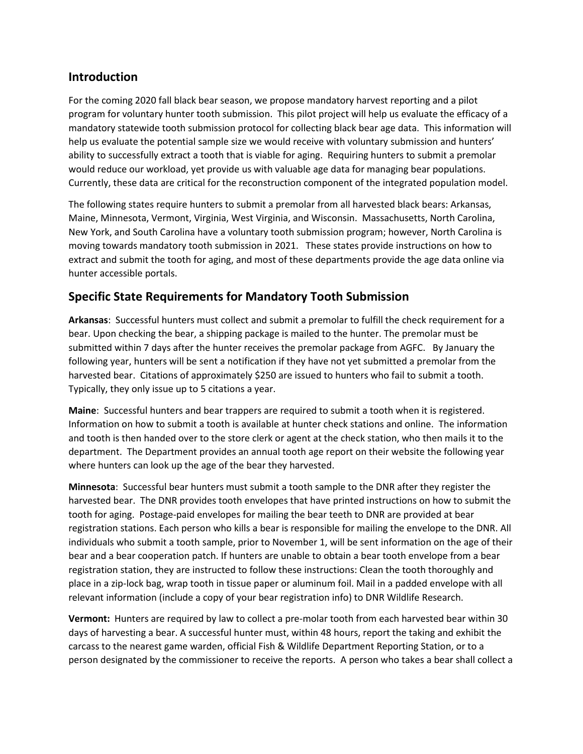## Introduction

For the coming 2020 fall black bear season, we propose mandatory harvest reporting and a pilot program for voluntary hunter tooth submission. This pilot project will help us evaluate the efficacy of a mandatory statewide tooth submission protocol for collecting black bear age data. This information will help us evaluate the potential sample size we would receive with voluntary submission and hunters' ability to successfully extract a tooth that is viable for aging. Requiring hunters to submit a premolar would reduce our workload, yet provide us with valuable age data for managing bear populations. Currently, these data are critical for the reconstruction component of the integrated population model.

The following states require hunters to submit a premolar from all harvested black bears: Arkansas, Maine, Minnesota, Vermont, Virginia, West Virginia, and Wisconsin. Massachusetts, North Carolina, New York, and South Carolina have a voluntary tooth submission program; however, North Carolina is moving towards mandatory tooth submission in 2021. These states provide instructions on how to extract and submit the tooth for aging, and most of these departments provide the age data online via hunter accessible portals.

## Specific State Requirements for Mandatory Tooth Submission

**Arkansas**: Successful hunters must collect and submit a premolar to fulfill the check requirement for a bear. Upon checking the bear, a shipping package is mailed to the hunter. The premolar must be submitted within 7 days after the hunter receives the premolar package from AGFC. By January the following year, hunters will be sent a notification if they have not yet submitted a premolar from the harvested bear. Citations of approximately $250 are issued to hunters who fail to submit a tooth. Typically, they only issue up to 5 citations a year.

**Maine**: Successful hunters and bear trappers are required to submit a tooth when it is registered. Information on how to submit a tooth is available at hunter check stations and online. The information and tooth is then handed over to the store clerk or agent at the check station, who then mails it to the department. The Department provides an annual tooth age report on their website the following year where hunters can look up the age of the bear they harvested.

**Minnesota**: Successful bear hunters must submit a tooth sample to the DNR after they register the harvested bear. The DNR provides tooth envelopes that have printed instructions on how to submit the tooth for aging. Postage-paid envelopes for mailing the bear teeth to DNR are provided at bear registration stations. Each person who kills a bear is responsible for mailing the envelope to the DNR. All individuals who submit a tooth sample, prior to November 1, will be sent information on the age of their bear and a bear cooperation patch. If hunters are unable to obtain a bear tooth envelope from a bear registration station, they are instructed to follow these instructions: Clean the tooth thoroughly and place in a zip-lock bag, wrap tooth in tissue paper or aluminum foil. Mail in a padded envelope with all relevant information (include a copy of your bear registration info) to DNR Wildlife Research.

**Vermont:** Hunters are required by law to collect a pre-molar tooth from each harvested bear within 30 days of harvesting a bear. A successful hunter must, within 48 hours, report the taking and exhibit the carcass to the nearest game warden, official Fish & Wildlife Department Reporting Station, or to a person designated by the commissioner to receive the reports. A person who takes a bear shall collect a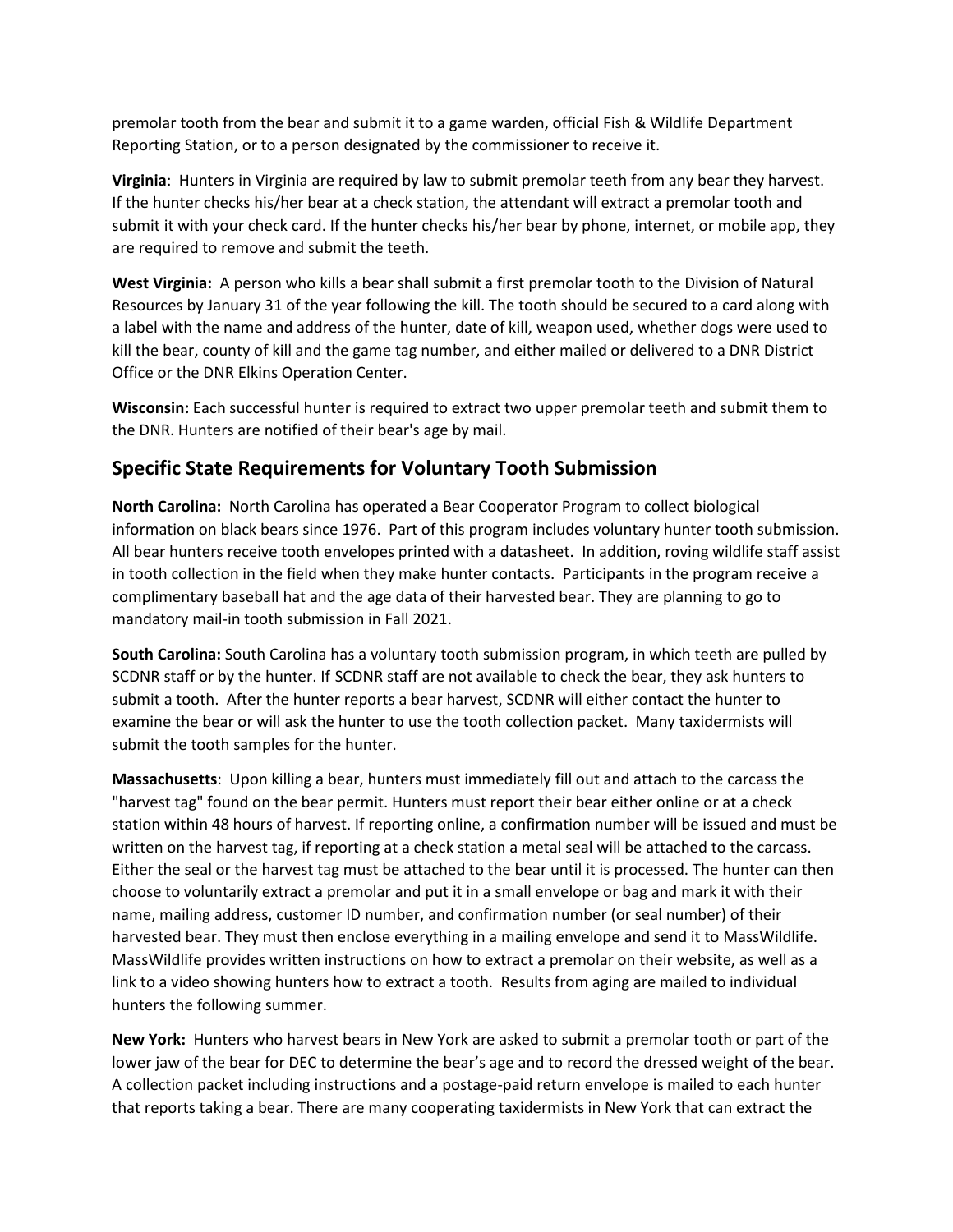premolar tooth from the bear and submit it to a game warden, official Fish & Wildlife Department Reporting Station, or to a person designated by the commissioner to receive it.

**Virginia**: Hunters in Virginia are required by law to submit premolar teeth from any bear they harvest. If the hunter checks his/her bear at a check station, the attendant will extract a premolar tooth and submit it with your check card. If the hunter checks his/her bear by phone, internet, or mobile app, they are required to remove and submit the teeth.

**West Virginia:** A person who kills a bear shall submit a first premolar tooth to the Division of Natural Resources by January 31 of the year following the kill. The tooth should be secured to a card along with a label with the name and address of the hunter, date of kill, weapon used, whether dogs were used to kill the bear, county of kill and the game tag number, and either mailed or delivered to a DNR District Office or the DNR Elkins Operation Center.

**Wisconsin:** Each successful hunter is required to extract two upper premolar teeth and submit them to the DNR. Hunters are notified of their bear's age by mail.

## Specific State Requirements for Voluntary Tooth Submission

**North Carolina:** North Carolina has operated a Bear Cooperator Program to collect biological information on black bears since 1976. Part of this program includes voluntary hunter tooth submission. All bear hunters receive tooth envelopes printed with a datasheet. In addition, roving wildlife staff assist in tooth collection in the field when they make hunter contacts. Participants in the program receive a complimentary baseball hat and the age data of their harvested bear. They are planning to go to mandatory mail-in tooth submission in Fall 2021.

**South Carolina:** South Carolina has a voluntary tooth submission program, in which teeth are pulled by SCDNR staff or by the hunter. If SCDNR staff are not available to check the bear, they ask hunters to submit a tooth. After the hunter reports a bear harvest, SCDNR will either contact the hunter to examine the bear or will ask the hunter to use the tooth collection packet. Many taxidermists will submit the tooth samples for the hunter.

**Massachusetts**: Upon killing a bear, hunters must immediately fill out and attach to the carcass the "harvest tag" found on the bear permit. Hunters must report their bear either online or at a check station within 48 hours of harvest. If reporting online, a confirmation number will be issued and must be written on the harvest tag, if reporting at a check station a metal seal will be attached to the carcass. Either the seal or the harvest tag must be attached to the bear until it is processed. The hunter can then choose to voluntarily extract a premolar and put it in a small envelope or bag and mark it with their name, mailing address, customer ID number, and confirmation number (or seal number) of their harvested bear. They must then enclose everything in a mailing envelope and send it to MassWildlife. MassWildlife provides written instructions on how to extract a premolar on their website, as well as a link to a video showing hunters how to extract a tooth. Results from aging are mailed to individual hunters the following summer.

**New York:** Hunters who harvest bears in New York are asked to submit a premolar tooth or part of the lower jaw of the bear for DEC to determine the bear's age and to record the dressed weight of the bear. A collection packet including instructions and a postage-paid return envelope is mailed to each hunter that reports taking a bear. There are many cooperating taxidermists in New York that can extract the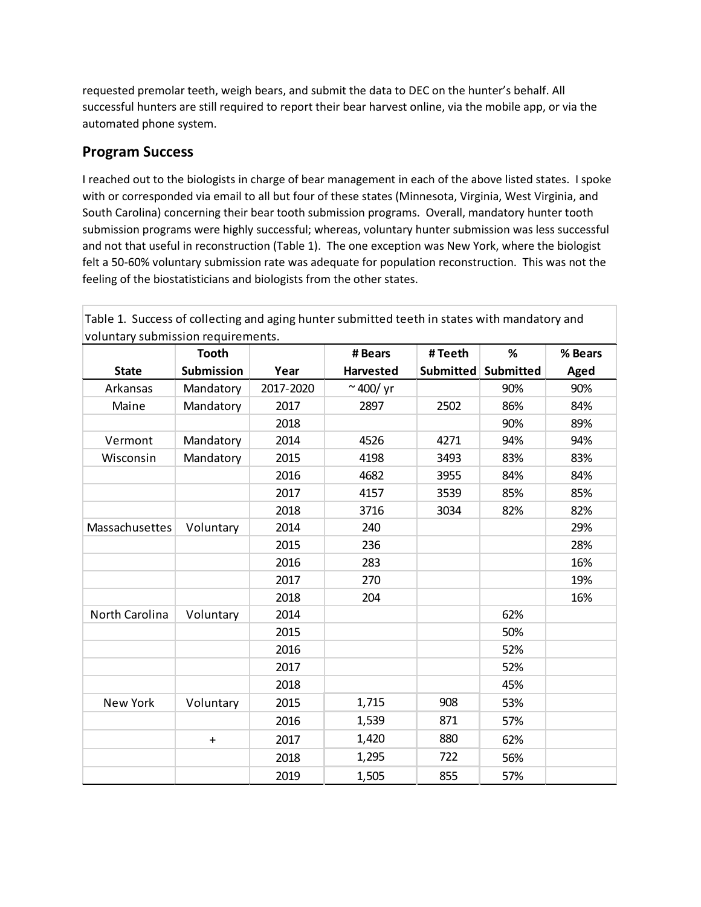requested premolar teeth, weigh bears, and submit the data to DEC on the hunter's behalf. All successful hunters are still required to report their bear harvest online, via the mobile app, or via the automated phone system.

## Program Success

I reached out to the biologists in charge of bear management in each of the above listed states. I spoke with or corresponded via email to all but four of these states (Minnesota, Virginia, West Virginia, and South Carolina) concerning their bear tooth submission programs. Overall, mandatory hunter tooth submission programs were highly successful; whereas, voluntary hunter submission was less successful and not that useful in reconstruction (Table 1). The one exception was New York, where the biologist felt a 50-60% voluntary submission rate was adequate for population reconstruction. This was not the feeling of the biostatisticians and biologists from the other states.

Table 1. Success of collecting and aging hunter submitted teeth in states with mandatory and voluntary submission requirements.

| State | Tooth Submission | Year | # Bears Harvested | # Teeth Submitted | % Submitted | % Bears Aged |
|---|---|---|---|---|---|---|
| Arkansas | Mandatory | 2017-2020 | ~ 400/ yr | | 90% | 90% |
| Maine | Mandatory | 2017 | 2897 | 2502 | 86% | 84% |
| | | 2018 | | | 90% | 89% |
| Vermont | Mandatory | 2014 | 4526 | 4271 | 94% | 94% |
| Wisconsin | Mandatory | 2015 | 4198 | 3493 | 83% | 83% |
| | | 2016 | 4682 | 3955 | 84% | 84% |
| | | 2017 | 4157 | 3539 | 85% | 85% |
| | | 2018 | 3716 | 3034 | 82% | 82% |
| Massachusettes | Voluntary | 2014 | 240 | | | 29% |
| | | 2015 | 236 | | | 28% |
| | | 2016 | 283 | | | 16% |
| | | 2017 | 270 | | | 19% |
| | | 2018 | 204 | | | 16% |
| North Carolina | Voluntary | 2014 | | | 62% | |
| | | 2015 | | | 50% | |
| | | 2016 | | | 52% | |
| | | 2017 | | | 52% | |
| | | 2018 | | | 45% | |
| New York | Voluntary | 2015 | 1,715 | 908 | 53% | |
| | | 2016 | 1,539 | 871 | 57% | |
| | + | 2017 | 1,420 | 880 | 62% | |
| | | 2018 | 1,295 | 722 | 56% | |
| | | 2019 | 1,505 | 855 | 57% | |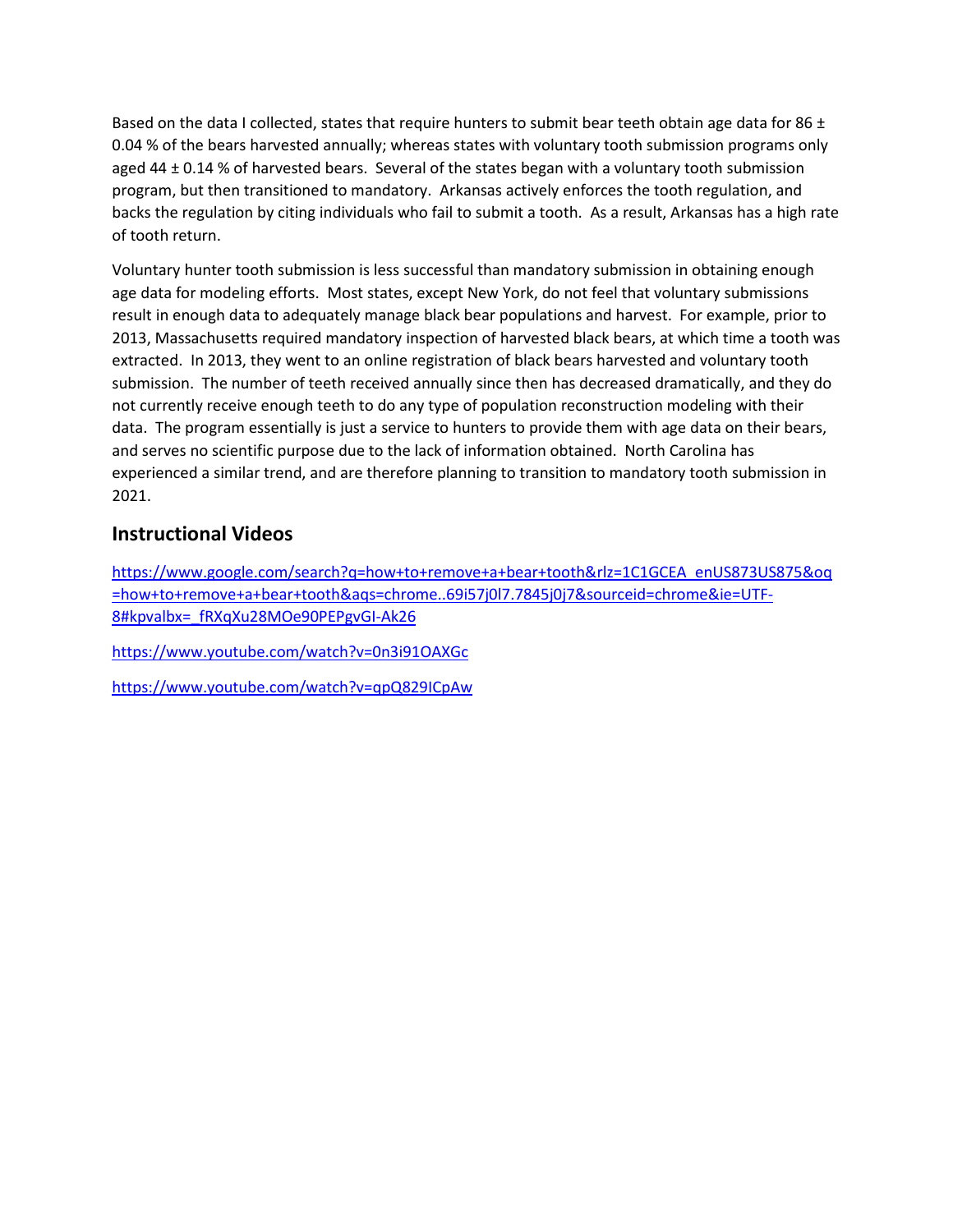Based on the data I collected, states that require hunters to submit bear teeth obtain age data for 86 ± 0.04 % of the bears harvested annually; whereas states with voluntary tooth submission programs only aged 44 ± 0.14 % of harvested bears. Several of the states began with a voluntary tooth submission program, but then transitioned to mandatory. Arkansas actively enforces the tooth regulation, and backs the regulation by citing individuals who fail to submit a tooth. As a result, Arkansas has a high rate of tooth return.

Voluntary hunter tooth submission is less successful than mandatory submission in obtaining enough age data for modeling efforts. Most states, except New York, do not feel that voluntary submissions result in enough data to adequately manage black bear populations and harvest. For example, prior to 2013, Massachusetts required mandatory inspection of harvested black bears, at which time a tooth was extracted. In 2013, they went to an online registration of black bears harvested and voluntary tooth submission. The number of teeth received annually since then has decreased dramatically, and they do not currently receive enough teeth to do any type of population reconstruction modeling with their data. The program essentially is just a service to hunters to provide them with age data on their bears, and serves no scientific purpose due to the lack of information obtained. North Carolina has experienced a similar trend, and are therefore planning to transition to mandatory tooth submission in 2021.

## Instructional Videos

https://www.google.com/search?q=how+to+remove+a+bear+tooth&rlz=1C1GCEA_enUS873US875&oq=how+to+remove+a+bear+tooth&aqs=chrome..69i57j0l7.7845j0j7&sourceid=chrome&ie=UTF-8#kpvalbx=_fRXqXu28MOe90PEPgvGI-Ak26

https://www.youtube.com/watch?v=0n3i91OAXGc

https://www.youtube.com/watch?v=qpQ829ICpAw